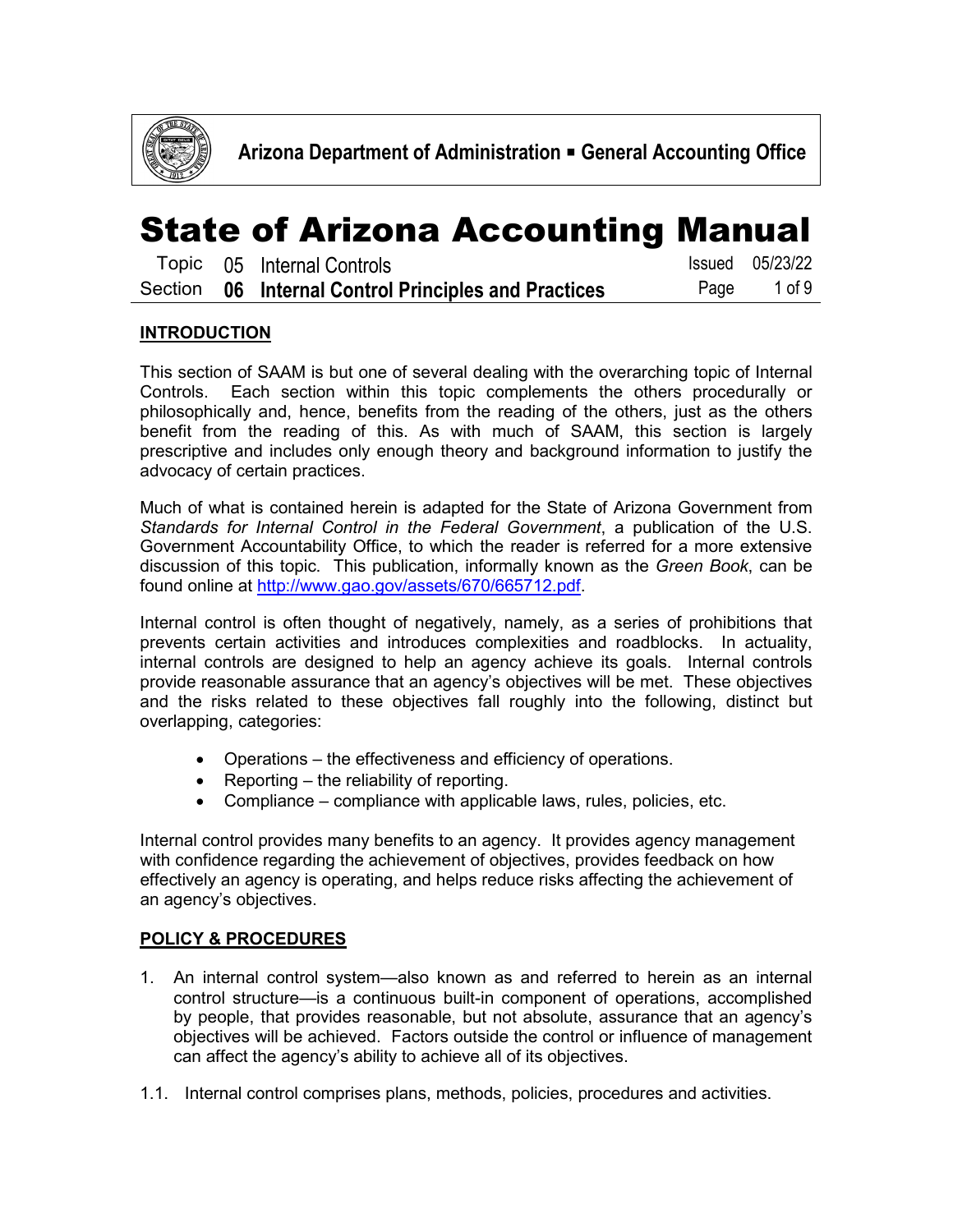Arizona Department of Administration ▪ General Accounting Office

# State of Arizona Accounting Manual

Topic 05 Internal Controls — Issued 05/23/22

Section **06 Internal Control Principles and Practices**

## INTRODUCTION

This section of SAAM is but one of several dealing with the overarching topic of Internal Controls. Each section within this topic complements the others procedurally or philosophically and, hence, benefits from the reading of the others, just as the others benefit from the reading of this. As with much of SAAM, this section is largely prescriptive and includes only enough theory and background information to justify the advocacy of certain practices.

Much of what is contained herein is adapted for the State of Arizona Government from *Standards for Internal Control in the Federal Government*, a publication of the U.S. Government Accountability Office, to which the reader is referred for a more extensive discussion of this topic. This publication, informally known as the *Green Book*, can be found online at http://www.gao.gov/assets/670/665712.pdf.

Internal control is often thought of negatively, namely, as a series of prohibitions that prevents certain activities and introduces complexities and roadblocks. In actuality, internal controls are designed to help an agency achieve its goals. Internal controls provide reasonable assurance that an agency's objectives will be met. These objectives and the risks related to these objectives fall roughly into the following, distinct but overlapping, categories:

- Operations – the effectiveness and efficiency of operations.
- Reporting – the reliability of reporting.
- Compliance – compliance with applicable laws, rules, policies, etc.

Internal control provides many benefits to an agency. It provides agency management with confidence regarding the achievement of objectives, provides feedback on how effectively an agency is operating, and helps reduce risks affecting the achievement of an agency's objectives.

## POLICY & PROCEDURES

1. An internal control system—also known as and referred to herein as an internal control structure—is a continuous built-in component of operations, accomplished by people, that provides reasonable, but not absolute, assurance that an agency's objectives will be achieved. Factors outside the control or influence of management can affect the agency's ability to achieve all of its objectives.

1.1. Internal control comprises plans, methods, policies, procedures and activities.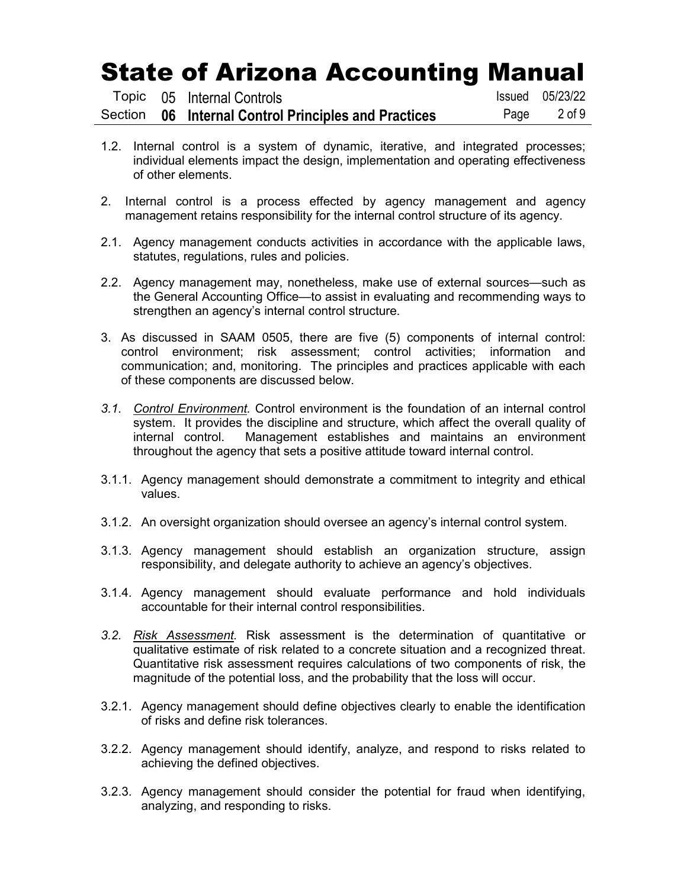1.2. Internal control is a system of dynamic, iterative, and integrated processes; individual elements impact the design, implementation and operating effectiveness of other elements.

2. Internal control is a process effected by agency management and agency management retains responsibility for the internal control structure of its agency.

2.1. Agency management conducts activities in accordance with the applicable laws, statutes, regulations, rules and policies.

2.2. Agency management may, nonetheless, make use of external sources—such as the General Accounting Office—to assist in evaluating and recommending ways to strengthen an agency's internal control structure.

3. As discussed in SAAM 0505, there are five (5) components of internal control: control environment; risk assessment; control activities; information and communication; and, monitoring. The principles and practices applicable with each of these components are discussed below.

*3.1. <u>Control Environment</u>.* Control environment is the foundation of an internal control system. It provides the discipline and structure, which affect the overall quality of internal control. Management establishes and maintains an environment throughout the agency that sets a positive attitude toward internal control.

3.1.1. Agency management should demonstrate a commitment to integrity and ethical values.

3.1.2. An oversight organization should oversee an agency's internal control system.

3.1.3. Agency management should establish an organization structure, assign responsibility, and delegate authority to achieve an agency's objectives.

3.1.4. Agency management should evaluate performance and hold individuals accountable for their internal control responsibilities.

*3.2. <u>Risk Assessment</u>.* Risk assessment is the determination of quantitative or qualitative estimate of risk related to a concrete situation and a recognized threat. Quantitative risk assessment requires calculations of two components of risk, the magnitude of the potential loss, and the probability that the loss will occur.

3.2.1. Agency management should define objectives clearly to enable the identification of risks and define risk tolerances.

3.2.2. Agency management should identify, analyze, and respond to risks related to achieving the defined objectives.

3.2.3. Agency management should consider the potential for fraud when identifying, analyzing, and responding to risks.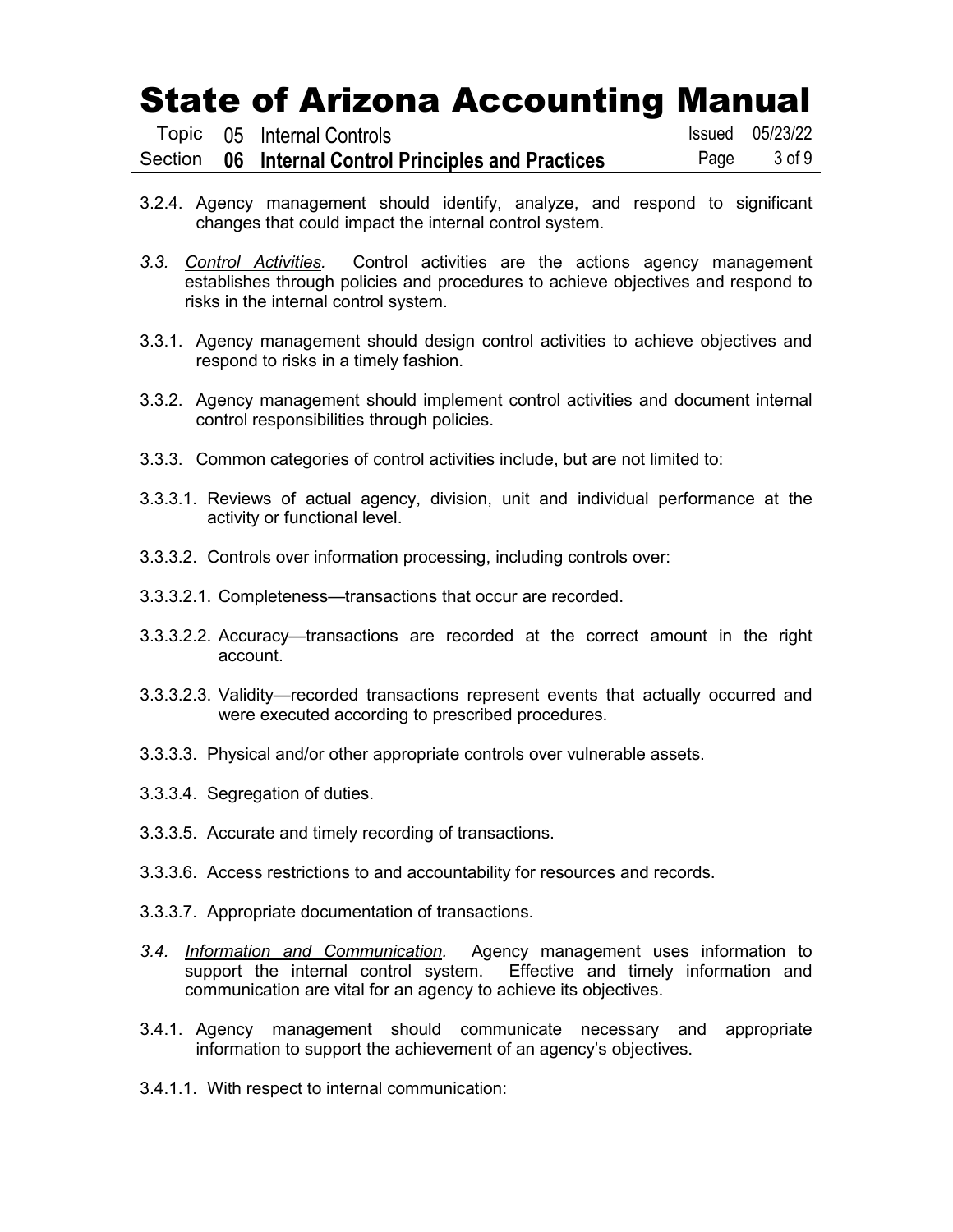3.2.4. Agency management should identify, analyze, and respond to significant changes that could impact the internal control system.

*3.3. Control Activities.* Control activities are the actions agency management establishes through policies and procedures to achieve objectives and respond to risks in the internal control system.

3.3.1. Agency management should design control activities to achieve objectives and respond to risks in a timely fashion.

3.3.2. Agency management should implement control activities and document internal control responsibilities through policies.

3.3.3. Common categories of control activities include, but are not limited to:

3.3.3.1. Reviews of actual agency, division, unit and individual performance at the activity or functional level.

3.3.3.2. Controls over information processing, including controls over:

3.3.3.2.1. Completeness—transactions that occur are recorded.

3.3.3.2.2. Accuracy—transactions are recorded at the correct amount in the right account.

3.3.3.2.3. Validity—recorded transactions represent events that actually occurred and were executed according to prescribed procedures.

3.3.3.3. Physical and/or other appropriate controls over vulnerable assets.

3.3.3.4. Segregation of duties.

3.3.3.5. Accurate and timely recording of transactions.

3.3.3.6. Access restrictions to and accountability for resources and records.

3.3.3.7. Appropriate documentation of transactions.

*3.4. Information and Communication.* Agency management uses information to support the internal control system. Effective and timely information and communication are vital for an agency to achieve its objectives.

3.4.1. Agency management should communicate necessary and appropriate information to support the achievement of an agency's objectives.

3.4.1.1. With respect to internal communication: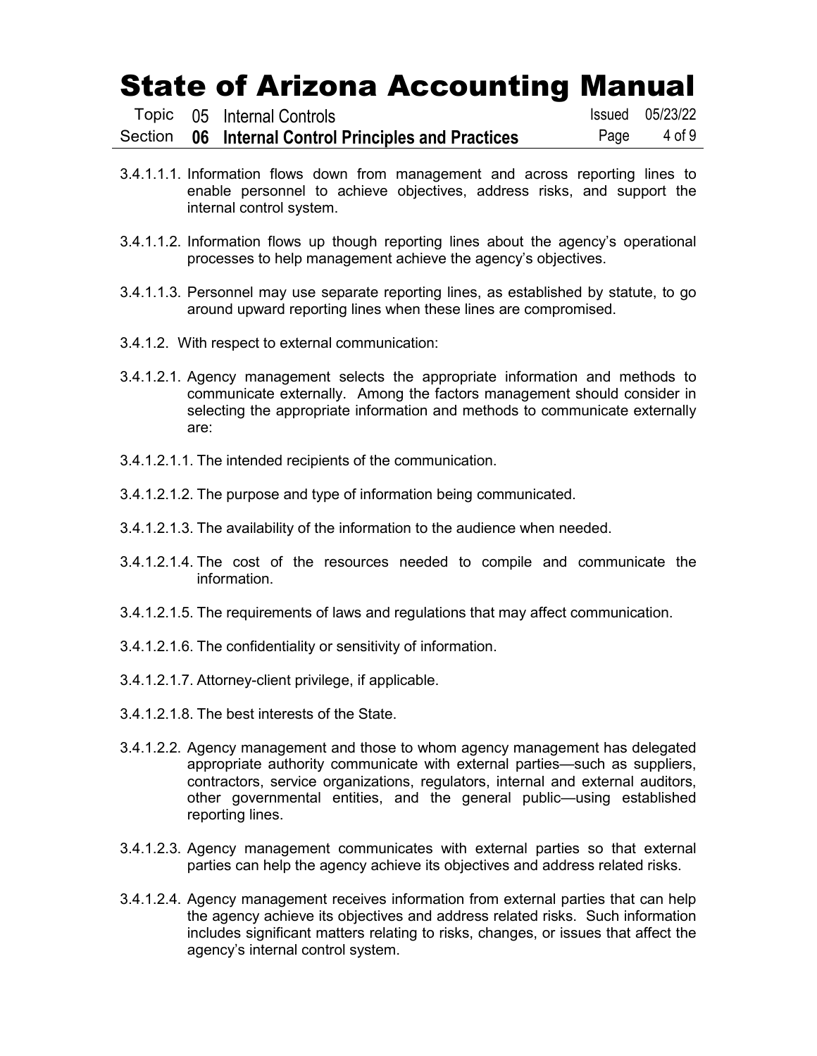3.4.1.1.1. Information flows down from management and across reporting lines to enable personnel to achieve objectives, address risks, and support the internal control system.

3.4.1.1.2. Information flows up though reporting lines about the agency's operational processes to help management achieve the agency's objectives.

3.4.1.1.3. Personnel may use separate reporting lines, as established by statute, to go around upward reporting lines when these lines are compromised.

3.4.1.2. With respect to external communication:

3.4.1.2.1. Agency management selects the appropriate information and methods to communicate externally. Among the factors management should consider in selecting the appropriate information and methods to communicate externally are:

3.4.1.2.1.1. The intended recipients of the communication.

3.4.1.2.1.2. The purpose and type of information being communicated.

3.4.1.2.1.3. The availability of the information to the audience when needed.

3.4.1.2.1.4. The cost of the resources needed to compile and communicate the information.

3.4.1.2.1.5. The requirements of laws and regulations that may affect communication.

3.4.1.2.1.6. The confidentiality or sensitivity of information.

3.4.1.2.1.7. Attorney-client privilege, if applicable.

3.4.1.2.1.8. The best interests of the State.

3.4.1.2.2. Agency management and those to whom agency management has delegated appropriate authority communicate with external parties—such as suppliers, contractors, service organizations, regulators, internal and external auditors, other governmental entities, and the general public—using established reporting lines.

3.4.1.2.3. Agency management communicates with external parties so that external parties can help the agency achieve its objectives and address related risks.

3.4.1.2.4. Agency management receives information from external parties that can help the agency achieve its objectives and address related risks. Such information includes significant matters relating to risks, changes, or issues that affect the agency's internal control system.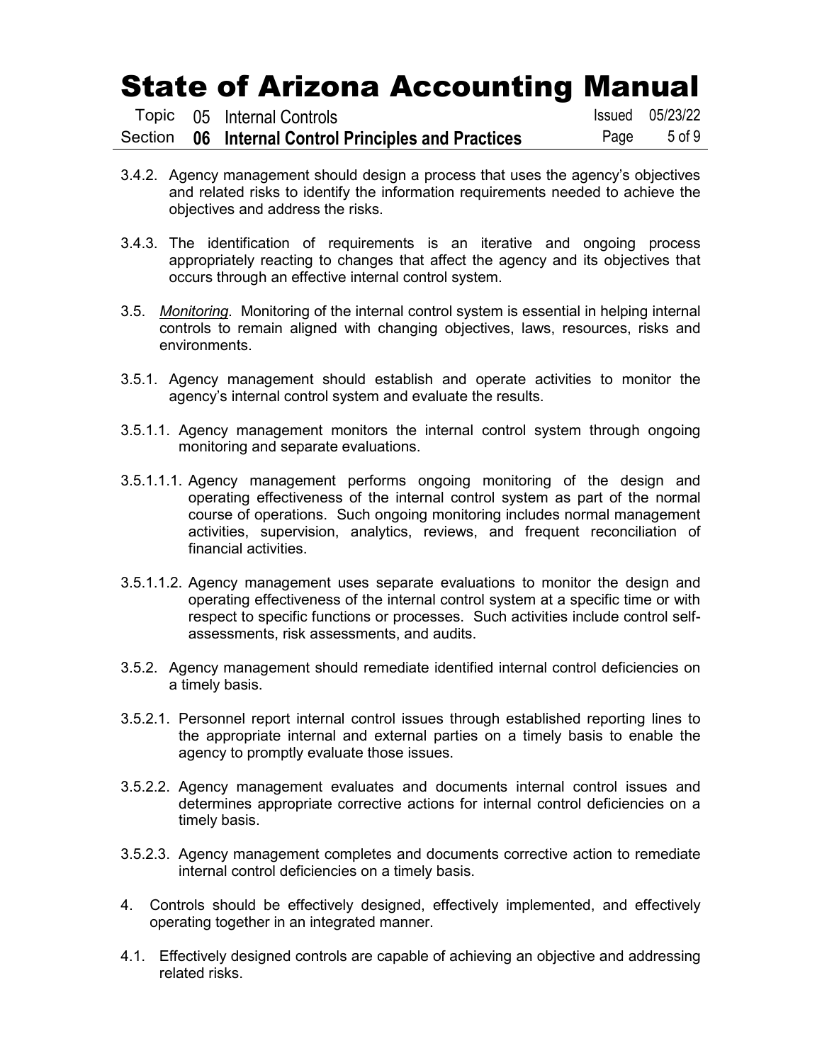3.4.2. Agency management should design a process that uses the agency's objectives and related risks to identify the information requirements needed to achieve the objectives and address the risks.

3.4.3. The identification of requirements is an iterative and ongoing process appropriately reacting to changes that affect the agency and its objectives that occurs through an effective internal control system.

3.5. *Monitoring*. Monitoring of the internal control system is essential in helping internal controls to remain aligned with changing objectives, laws, resources, risks and environments.

3.5.1. Agency management should establish and operate activities to monitor the agency's internal control system and evaluate the results.

3.5.1.1. Agency management monitors the internal control system through ongoing monitoring and separate evaluations.

3.5.1.1.1. Agency management performs ongoing monitoring of the design and operating effectiveness of the internal control system as part of the normal course of operations. Such ongoing monitoring includes normal management activities, supervision, analytics, reviews, and frequent reconciliation of financial activities.

3.5.1.1.2. Agency management uses separate evaluations to monitor the design and operating effectiveness of the internal control system at a specific time or with respect to specific functions or processes. Such activities include control self-assessments, risk assessments, and audits.

3.5.2. Agency management should remediate identified internal control deficiencies on a timely basis.

3.5.2.1. Personnel report internal control issues through established reporting lines to the appropriate internal and external parties on a timely basis to enable the agency to promptly evaluate those issues.

3.5.2.2. Agency management evaluates and documents internal control issues and determines appropriate corrective actions for internal control deficiencies on a timely basis.

3.5.2.3. Agency management completes and documents corrective action to remediate internal control deficiencies on a timely basis.

4. Controls should be effectively designed, effectively implemented, and effectively operating together in an integrated manner.

4.1. Effectively designed controls are capable of achieving an objective and addressing related risks.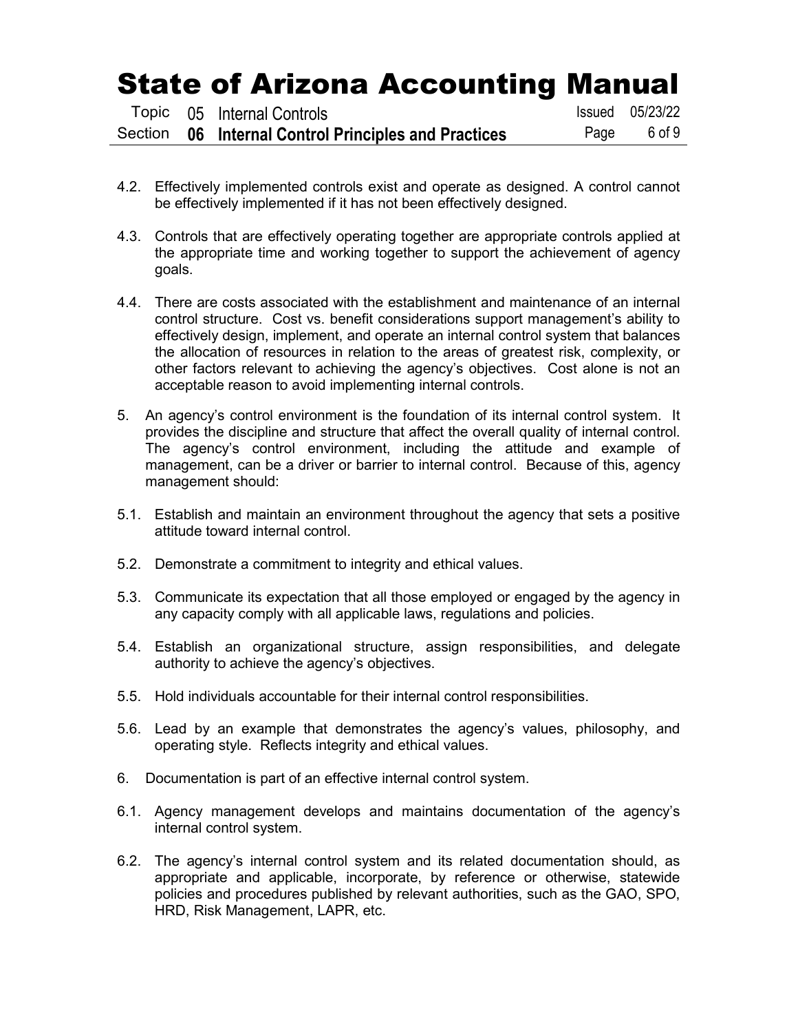4.2. Effectively implemented controls exist and operate as designed. A control cannot be effectively implemented if it has not been effectively designed.

4.3. Controls that are effectively operating together are appropriate controls applied at the appropriate time and working together to support the achievement of agency goals.

4.4. There are costs associated with the establishment and maintenance of an internal control structure. Cost vs. benefit considerations support management's ability to effectively design, implement, and operate an internal control system that balances the allocation of resources in relation to the areas of greatest risk, complexity, or other factors relevant to achieving the agency's objectives. Cost alone is not an acceptable reason to avoid implementing internal controls.

5. An agency's control environment is the foundation of its internal control system. It provides the discipline and structure that affect the overall quality of internal control. The agency's control environment, including the attitude and example of management, can be a driver or barrier to internal control. Because of this, agency management should:

5.1. Establish and maintain an environment throughout the agency that sets a positive attitude toward internal control.

5.2. Demonstrate a commitment to integrity and ethical values.

5.3. Communicate its expectation that all those employed or engaged by the agency in any capacity comply with all applicable laws, regulations and policies.

5.4. Establish an organizational structure, assign responsibilities, and delegate authority to achieve the agency's objectives.

5.5. Hold individuals accountable for their internal control responsibilities.

5.6. Lead by an example that demonstrates the agency's values, philosophy, and operating style. Reflects integrity and ethical values.

6. Documentation is part of an effective internal control system.

6.1. Agency management develops and maintains documentation of the agency's internal control system.

6.2. The agency's internal control system and its related documentation should, as appropriate and applicable, incorporate, by reference or otherwise, statewide policies and procedures published by relevant authorities, such as the GAO, SPO, HRD, Risk Management, LAPR, etc.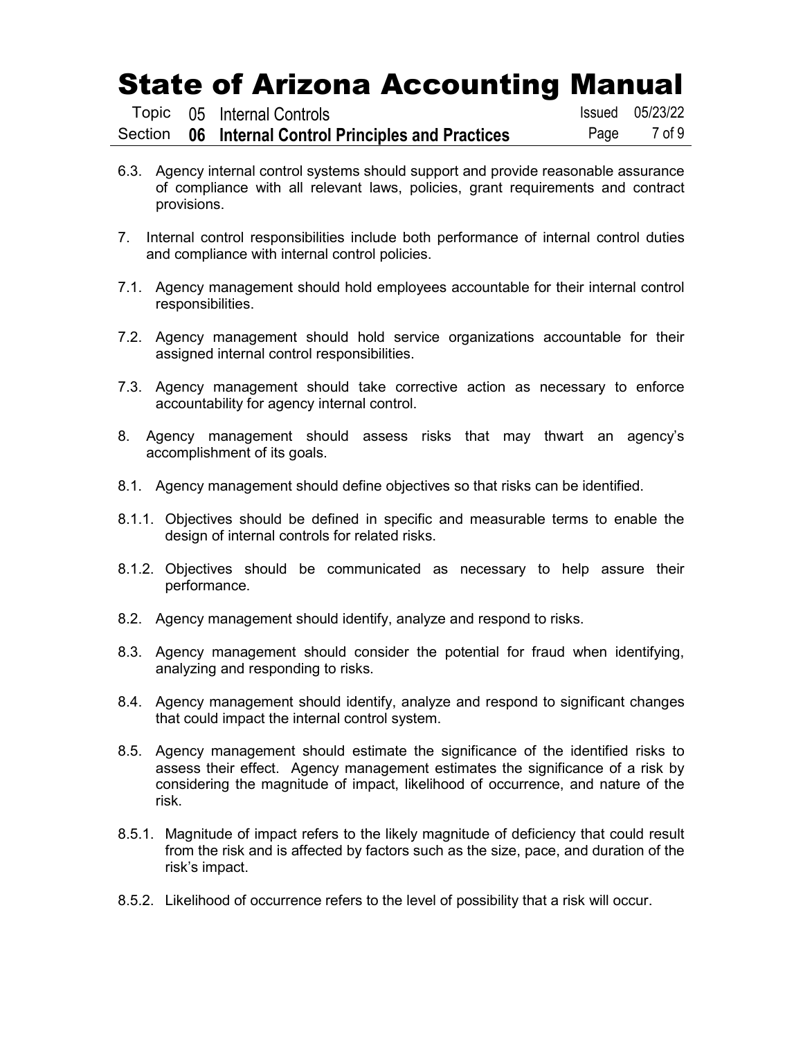6.3. Agency internal control systems should support and provide reasonable assurance of compliance with all relevant laws, policies, grant requirements and contract provisions.

7. Internal control responsibilities include both performance of internal control duties and compliance with internal control policies.

7.1. Agency management should hold employees accountable for their internal control responsibilities.

7.2. Agency management should hold service organizations accountable for their assigned internal control responsibilities.

7.3. Agency management should take corrective action as necessary to enforce accountability for agency internal control.

8. Agency management should assess risks that may thwart an agency's accomplishment of its goals.

8.1. Agency management should define objectives so that risks can be identified.

8.1.1. Objectives should be defined in specific and measurable terms to enable the design of internal controls for related risks.

8.1.2. Objectives should be communicated as necessary to help assure their performance.

8.2. Agency management should identify, analyze and respond to risks.

8.3. Agency management should consider the potential for fraud when identifying, analyzing and responding to risks.

8.4. Agency management should identify, analyze and respond to significant changes that could impact the internal control system.

8.5. Agency management should estimate the significance of the identified risks to assess their effect. Agency management estimates the significance of a risk by considering the magnitude of impact, likelihood of occurrence, and nature of the risk.

8.5.1. Magnitude of impact refers to the likely magnitude of deficiency that could result from the risk and is affected by factors such as the size, pace, and duration of the risk's impact.

8.5.2. Likelihood of occurrence refers to the level of possibility that a risk will occur.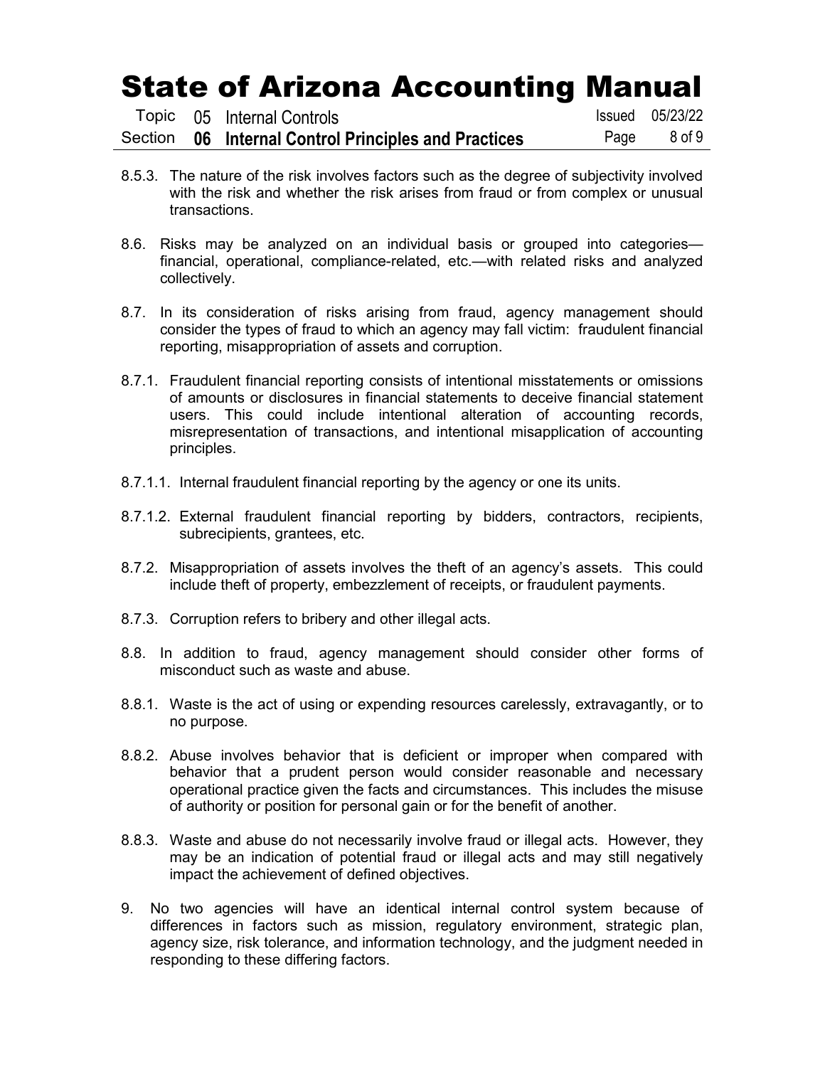8.5.3. The nature of the risk involves factors such as the degree of subjectivity involved with the risk and whether the risk arises from fraud or from complex or unusual transactions.

8.6. Risks may be analyzed on an individual basis or grouped into categories—financial, operational, compliance-related, etc.—with related risks and analyzed collectively.

8.7. In its consideration of risks arising from fraud, agency management should consider the types of fraud to which an agency may fall victim: fraudulent financial reporting, misappropriation of assets and corruption.

8.7.1. Fraudulent financial reporting consists of intentional misstatements or omissions of amounts or disclosures in financial statements to deceive financial statement users. This could include intentional alteration of accounting records, misrepresentation of transactions, and intentional misapplication of accounting principles.

8.7.1.1. Internal fraudulent financial reporting by the agency or one its units.

8.7.1.2. External fraudulent financial reporting by bidders, contractors, recipients, subrecipients, grantees, etc.

8.7.2. Misappropriation of assets involves the theft of an agency's assets. This could include theft of property, embezzlement of receipts, or fraudulent payments.

8.7.3. Corruption refers to bribery and other illegal acts.

8.8. In addition to fraud, agency management should consider other forms of misconduct such as waste and abuse.

8.8.1. Waste is the act of using or expending resources carelessly, extravagantly, or to no purpose.

8.8.2. Abuse involves behavior that is deficient or improper when compared with behavior that a prudent person would consider reasonable and necessary operational practice given the facts and circumstances. This includes the misuse of authority or position for personal gain or for the benefit of another.

8.8.3. Waste and abuse do not necessarily involve fraud or illegal acts. However, they may be an indication of potential fraud or illegal acts and may still negatively impact the achievement of defined objectives.

9. No two agencies will have an identical internal control system because of differences in factors such as mission, regulatory environment, strategic plan, agency size, risk tolerance, and information technology, and the judgment needed in responding to these differing factors.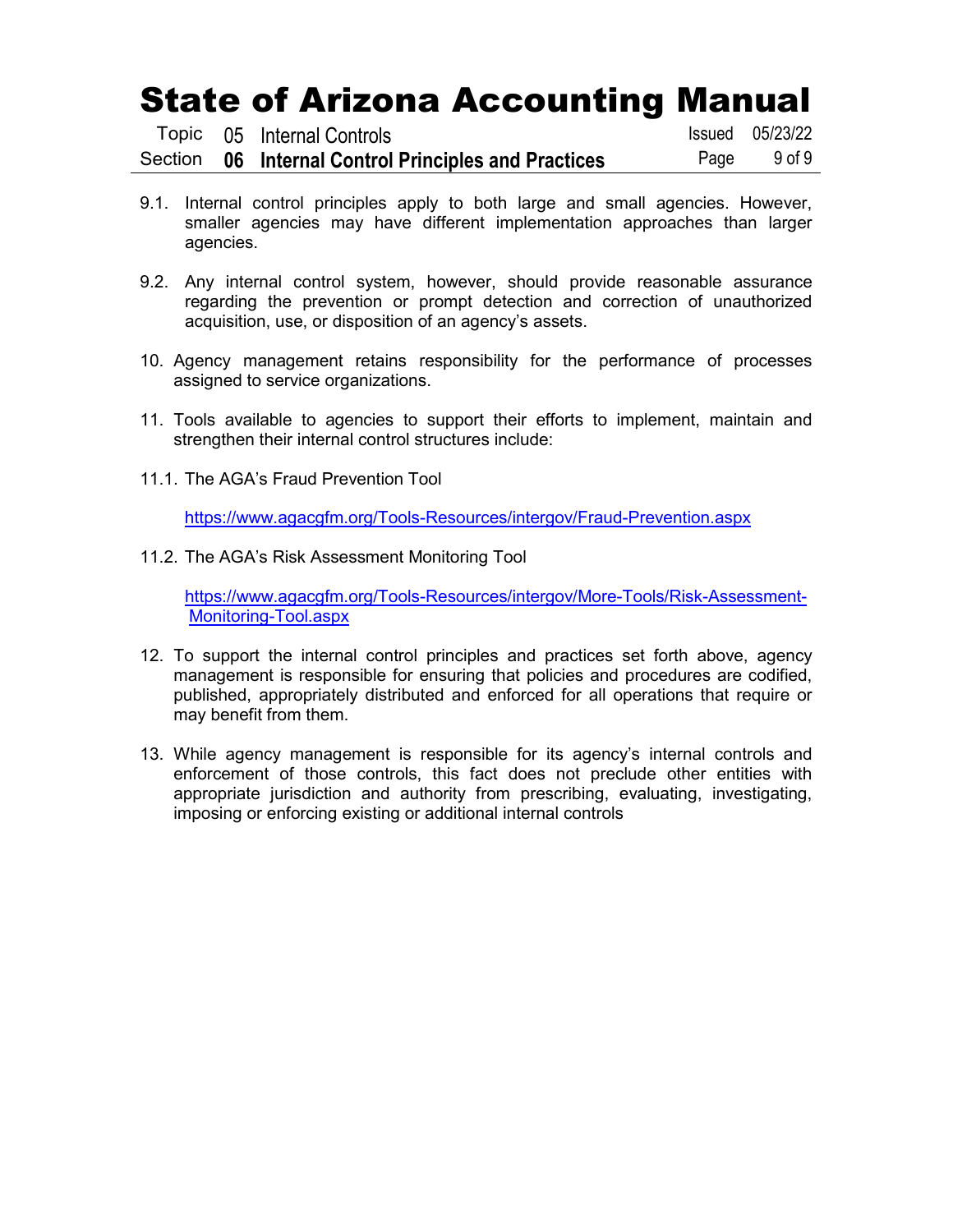9.1. Internal control principles apply to both large and small agencies. However, smaller agencies may have different implementation approaches than larger agencies.

9.2. Any internal control system, however, should provide reasonable assurance regarding the prevention or prompt detection and correction of unauthorized acquisition, use, or disposition of an agency's assets.

10. Agency management retains responsibility for the performance of processes assigned to service organizations.

11. Tools available to agencies to support their efforts to implement, maintain and strengthen their internal control structures include:

11.1. The AGA's Fraud Prevention Tool

[https://www.agacgfm.org/Tools-Resources/intergov/Fraud-Prevention.aspx](https://www.agacgfm.org/Tools-Resources/intergov/Fraud-Prevention.aspx)

11.2. The AGA's Risk Assessment Monitoring Tool

[https://www.agacgfm.org/Tools-Resources/intergov/More-Tools/Risk-Assessment-Monitoring-Tool.aspx](https://www.agacgfm.org/Tools-Resources/intergov/More-Tools/Risk-Assessment-Monitoring-Tool.aspx)

12. To support the internal control principles and practices set forth above, agency management is responsible for ensuring that policies and procedures are codified, published, appropriately distributed and enforced for all operations that require or may benefit from them.

13. While agency management is responsible for its agency's internal controls and enforcement of those controls, this fact does not preclude other entities with appropriate jurisdiction and authority from prescribing, evaluating, investigating, imposing or enforcing existing or additional internal controls